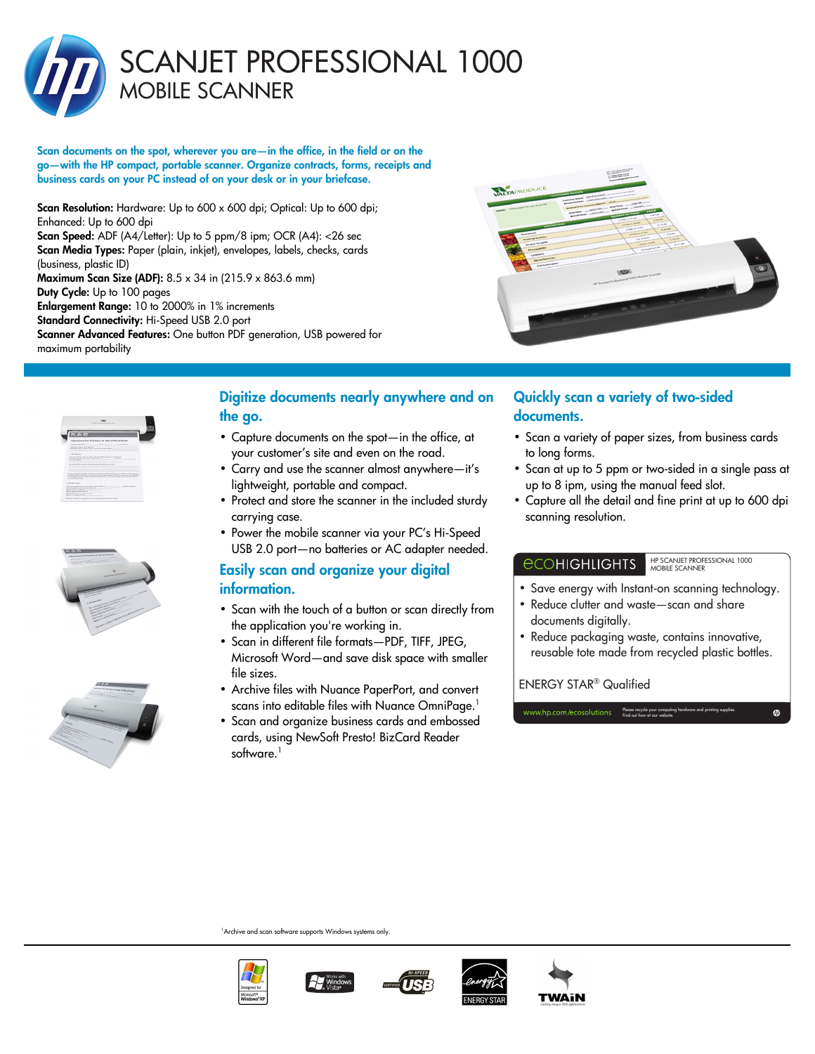# SCANJET PROFESSIONAL 1000
## MOBILE SCANNER

**Scan documents on the spot, wherever you are—in the office, in the field or on the go—with the HP compact, portable scanner. Organize contracts, forms, receipts and business cards on your PC instead of on your desk or in your briefcase.**

**Scan Resolution:** Hardware: Up to 600 x 600 dpi; Optical: Up to 600 dpi; Enhanced: Up to 600 dpi
**Scan Speed:** ADF (A4/Letter): Up to 5 ppm/8 ipm; OCR (A4): <26 sec
**Scan Media Types:** Paper (plain, inkjet), envelopes, labels, checks, cards (business, plastic ID)
**Maximum Scan Size (ADF):** 8.5 x 34 in (215.9 x 863.6 mm)
**Duty Cycle:** Up to 100 pages
**Enlargement Range:** 10 to 2000% in 1% increments
**Standard Connectivity:** Hi-Speed USB 2.0 port
**Scanner Advanced Features:** One button PDF generation, USB powered for maximum portability

### Digitize documents nearly anywhere and on the go.

- Capture documents on the spot—in the office, at your customer's site and even on the road.
- Carry and use the scanner almost anywhere—it's lightweight, portable and compact.
- Protect and store the scanner in the included sturdy carrying case.
- Power the mobile scanner via your PC's Hi-Speed USB 2.0 port—no batteries or AC adapter needed.

### Easily scan and organize your digital information.

- Scan with the touch of a button or scan directly from the application you're working in.
- Scan in different file formats—PDF, TIFF, JPEG, Microsoft Word—and save disk space with smaller file sizes.
- Archive files with Nuance PaperPort, and convert scans into editable files with Nuance OmniPage.[1]
- Scan and organize business cards and embossed cards, using NewSoft Presto! BizCard Reader software.[1]

### Quickly scan a variety of two-sided documents.

- Scan a variety of paper sizes, from business cards to long forms.
- Scan at up to 5 ppm or two-sided in a single pass at up to 8 ipm, using the manual feed slot.
- Capture all the detail and fine print at up to 600 dpi scanning resolution.

### ecoHIGHLIGHTS
HP SCANJET PROFESSIONAL 1000 MOBILE SCANNER

- Save energy with Instant-on scanning technology.
- Reduce clutter and waste—scan and share documents digitally.
- Reduce packaging waste, contains innovative, reusable tote made from recycled plastic bottles.

ENERGY STAR® Qualified

www.hp.com/ecosolutions — Please recycle your computing hardware and printing supplies. Find out how at our website.

[1] Archive and scan software supports Windows systems only.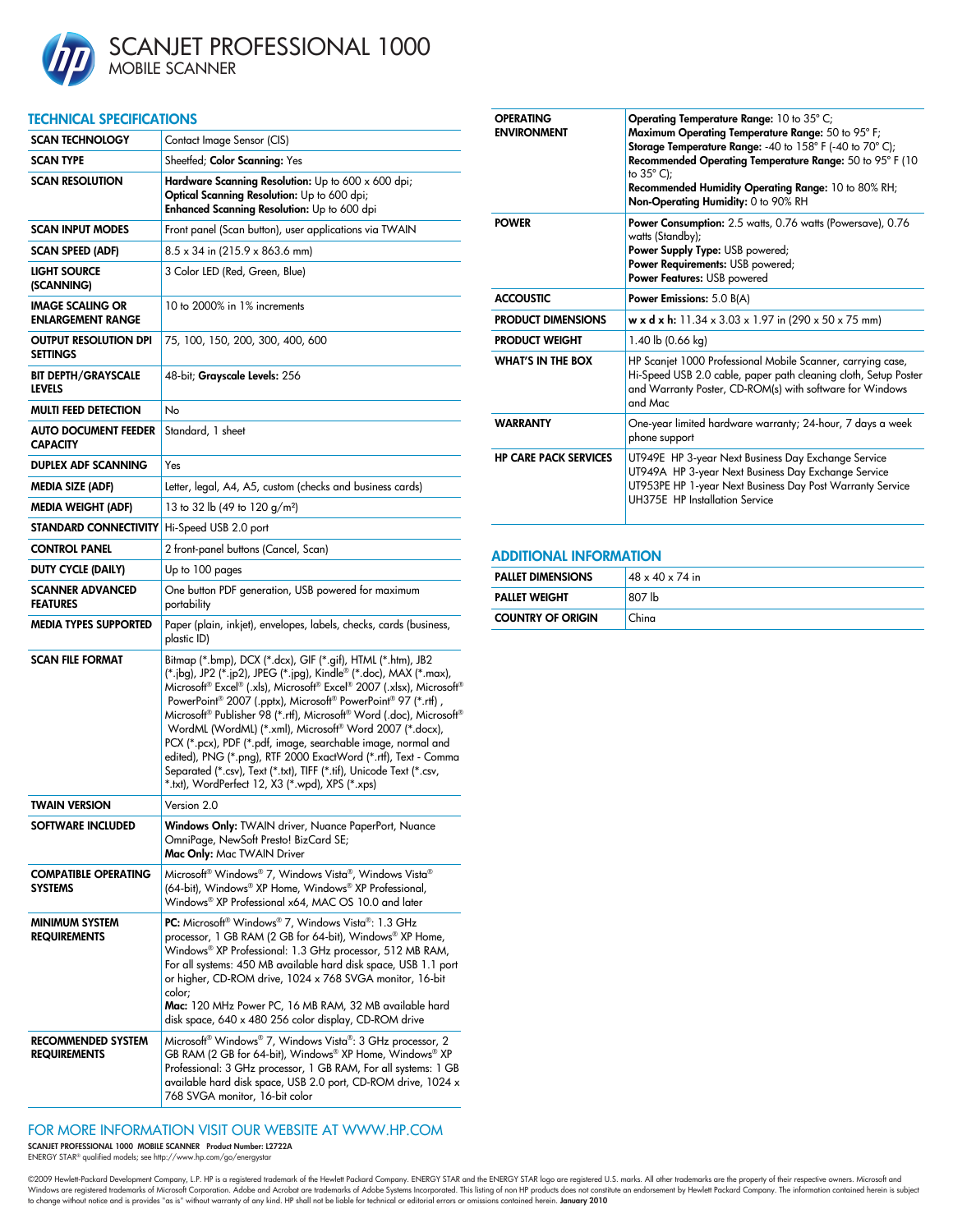# SCANJET PROFESSIONAL 1000

MOBILE SCANNER

## TECHNICAL SPECIFICATIONS

| | |
|---|---|
| **SCAN TECHNOLOGY** | Contact Image Sensor (CIS) |
| **SCAN TYPE** | Sheetfed; **Color Scanning:** Yes |
| **SCAN RESOLUTION** | **Hardware Scanning Resolution:** Up to 600 x 600 dpi; **Optical Scanning Resolution:** Up to 600 dpi; **Enhanced Scanning Resolution:** Up to 600 dpi |
| **SCAN INPUT MODES** | Front panel (Scan button), user applications via TWAIN |
| **SCAN SPEED (ADF)** | 8.5 x 34 in (215.9 x 863.6 mm) |
| **LIGHT SOURCE (SCANNING)** | 3 Color LED (Red, Green, Blue) |
| **IMAGE SCALING OR ENLARGEMENT RANGE** | 10 to 2000% in 1% increments |
| **OUTPUT RESOLUTION DPI SETTINGS** | 75, 100, 150, 200, 300, 400, 600 |
| **BIT DEPTH/GRAYSCALE LEVELS** | 48-bit; **Grayscale Levels:** 256 |
| **MULTI FEED DETECTION** | No |
| **AUTO DOCUMENT FEEDER CAPACITY** | Standard, 1 sheet |
| **DUPLEX ADF SCANNING** | Yes |
| **MEDIA SIZE (ADF)** | Letter, legal, A4, A5, custom (checks and business cards) |
| **MEDIA WEIGHT (ADF)** | 13 to 32 lb (49 to 120 g/m²) |
| **STANDARD CONNECTIVITY** | Hi-Speed USB 2.0 port |
| **CONTROL PANEL** | 2 front-panel buttons (Cancel, Scan) |
| **DUTY CYCLE (DAILY)** | Up to 100 pages |
| **SCANNER ADVANCED FEATURES** | One button PDF generation, USB powered for maximum portability |
| **MEDIA TYPES SUPPORTED** | Paper (plain, inkjet), envelopes, labels, checks, cards (business, plastic ID) |
| **SCAN FILE FORMAT** | Bitmap (*.bmp), DCX (*.dcx), GIF (*.gif), HTML (*.htm), JB2 (*.jbg), JP2 (*.jp2), JPEG (*.jpg), Kindle® (*.doc), MAX (*.max), Microsoft® Excel® (.xls), Microsoft® Excel® 2007 (.xlsx), Microsoft® PowerPoint® 2007 (.pptx), Microsoft® PowerPoint® 97 (*.rtf) , Microsoft® Publisher 98 (*.rtf), Microsoft® Word (.doc), Microsoft® WordML (WordML) (*.xml), Microsoft® Word 2007 (*.docx), PCX (*.pcx), PDF (*.pdf, image, searchable image, normal and edited), PNG (*.png), RTF 2000 ExactWord (*.rtf), Text - Comma Separated (*.csv), Text (*.txt), TIFF (*.tif), Unicode Text (*.csv, *.txt), WordPerfect 12, X3 (*.wpd), XPS (*.xps) |
| **TWAIN VERSION** | Version 2.0 |
| **SOFTWARE INCLUDED** | **Windows Only:** TWAIN driver, Nuance PaperPort, Nuance OmniPage, NewSoft Presto! BizCard SE; **Mac Only:** Mac TWAIN Driver |
| **COMPATIBLE OPERATING SYSTEMS** | Microsoft® Windows® 7, Windows Vista®, Windows Vista® (64-bit), Windows® XP Home, Windows® XP Professional, Windows® XP Professional x64, MAC OS 10.0 and later |
| **MINIMUM SYSTEM REQUIREMENTS** | **PC:** Microsoft® Windows® 7, Windows Vista®: 1.3 GHz processor, 1 GB RAM (2 GB for 64-bit), Windows® XP Home, Windows® XP Professional: 1.3 GHz processor, 512 MB RAM, For all systems: 450 MB available hard disk space, USB 1.1 port or higher, CD-ROM drive, 1024 x 768 SVGA monitor, 16-bit color; **Mac:** 120 MHz Power PC, 16 MB RAM, 32 MB available hard disk space, 640 x 480 256 color display, CD-ROM drive |
| **RECOMMENDED SYSTEM REQUIREMENTS** | Microsoft® Windows® 7, Windows Vista®: 3 GHz processor, 2 GB RAM (2 GB for 64-bit), Windows® XP Home, Windows® XP Professional: 3 GHz processor, 1 GB RAM, For all systems: 1 GB available hard disk space, USB 2.0 port, CD-ROM drive, 1024 x 768 SVGA monitor, 16-bit color |
| **OPERATING ENVIRONMENT** | **Operating Temperature Range:** 10 to 35° C; **Maximum Operating Temperature Range:** 50 to 95° F; **Storage Temperature Range:** -40 to 158° F (-40 to 70° C); **Recommended Operating Temperature Range:** 50 to 95° F (10 to 35° C); **Recommended Humidity Operating Range:** 10 to 80% RH; **Non-Operating Humidity:** 0 to 90% RH |
| **POWER** | **Power Consumption:** 2.5 watts, 0.76 watts (Powersave), 0.76 watts (Standby); **Power Supply Type:** USB powered; **Power Requirements:** USB powered; **Power Features:** USB powered |
| **ACCOUSTIC** | **Power Emissions:** 5.0 B(A) |
| **PRODUCT DIMENSIONS** | **w x d x h:** 11.34 x 3.03 x 1.97 in (290 x 50 x 75 mm) |
| **PRODUCT WEIGHT** | 1.40 lb (0.66 kg) |
| **WHAT'S IN THE BOX** | HP Scanjet 1000 Professional Mobile Scanner, carrying case, Hi-Speed USB 2.0 cable, paper path cleaning cloth, Setup Poster and Warranty Poster, CD-ROM(s) with software for Windows and Mac |
| **WARRANTY** | One-year limited hardware warranty; 24-hour, 7 days a week phone support |
| **HP CARE PACK SERVICES** | UT949E HP 3-year Next Business Day Exchange Service<br>UT949A HP 3-year Next Business Day Exchange Service<br>UT953PE HP 1-year Next Business Day Post Warranty Service<br>UH375E HP Installation Service |

## ADDITIONAL INFORMATION

| | |
|---|---|
| **PALLET DIMENSIONS** | 48 x 40 x 74 in |
| **PALLET WEIGHT** | 807 lb |
| **COUNTRY OF ORIGIN** | China |

FOR MORE INFORMATION VISIT OUR WEBSITE AT WWW.HP.COM

**SCANJET PROFESSIONAL 1000 MOBILE SCANNER Product Number: L2722A**

ENERGY STAR® qualified models; see http://www.hp.com/go/energystar

©2009 Hewlett-Packard Development Company, L.P. HP is a registered trademark of the Hewlett Packard Company. ENERGY STAR and the ENERGY STAR logo are registered U.S. marks. All other trademarks are the property of their respective owners. Microsoft and Windows are registered trademarks of Microsoft Corporation. Adobe and Acrobat are trademarks of Adobe Systems Incorporated. This listing of non HP products does not constitute an endorsement by Hewlett Packard Company. The information contained herein is subject to change without notice and is provides "as is" without warranty of any kind. HP shall not be liable for technical or editorial errors or omissions contained herein. **January 2010**